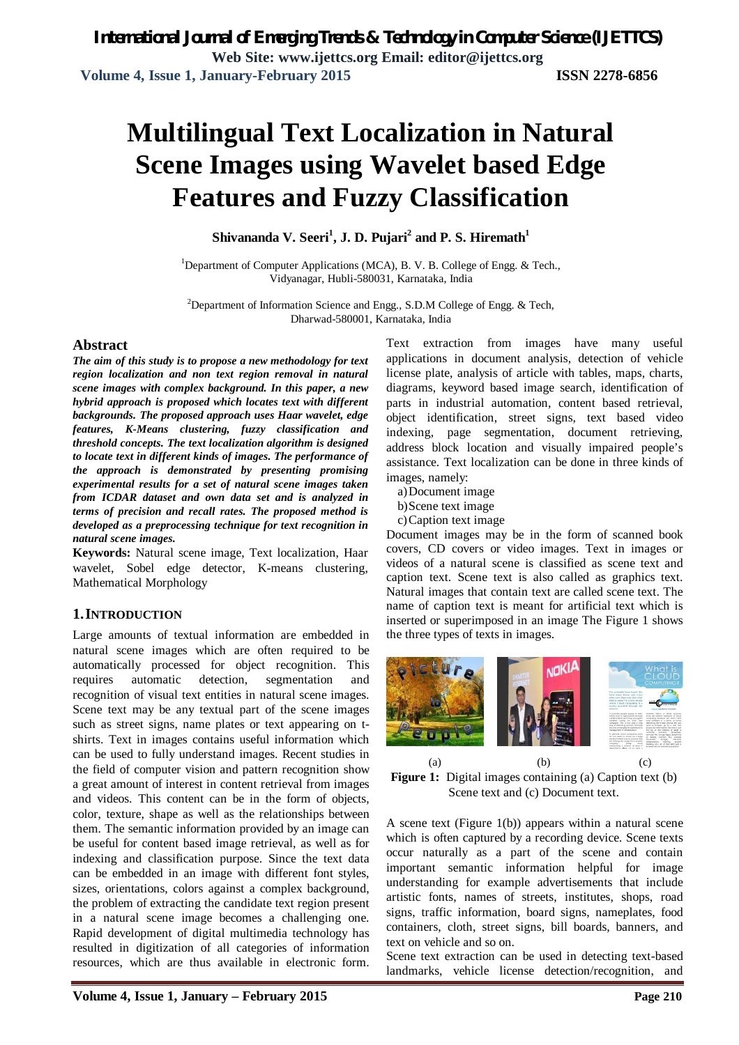# Multilingual Text Localization in Natural Scene Images using Wavelet based Edge Features and Fuzzy Classification

**Shivananda V. Seeri[1], J. D. Pujari[2] and P. S. Hiremath[1]**

[1]Department of Computer Applications (MCA), B. V. B. College of Engg. & Tech., Vidyanagar, Hubli-580031, Karnataka, India

[2]Department of Information Science and Engg., S.D.M College of Engg. & Tech, Dharwad-580001, Karnataka, India

## Abstract

***The aim of this study is to propose a new methodology for text region localization and non text region removal in natural scene images with complex background. In this paper, a new hybrid approach is proposed which locates text with different backgrounds. The proposed approach uses Haar wavelet, edge features, K-Means clustering, fuzzy classification and threshold concepts. The text localization algorithm is designed to locate text in different kinds of images. The performance of the approach is demonstrated by presenting promising experimental results for a set of natural scene images taken from ICDAR dataset and own data set and is analyzed in terms of precision and recall rates. The proposed method is developed as a preprocessing technique for text recognition in natural scene images.***

**Keywords:** Natural scene image, Text localization, Haar wavelet, Sobel edge detector, K-means clustering, Mathematical Morphology

## 1. INTRODUCTION

Large amounts of textual information are embedded in natural scene images which are often required to be automatically processed for object recognition. This requires automatic detection, segmentation and recognition of visual text entities in natural scene images. Scene text may be any textual part of the scene images such as street signs, name plates or text appearing on t-shirts. Text in images contains useful information which can be used to fully understand images. Recent studies in the field of computer vision and pattern recognition show a great amount of interest in content retrieval from images and videos. This content can be in the form of objects, color, texture, shape as well as the relationships between them. The semantic information provided by an image can be useful for content based image retrieval, as well as for indexing and classification purpose. Since the text data can be embedded in an image with different font styles, sizes, orientations, colors against a complex background, the problem of extracting the candidate text region present in a natural scene image becomes a challenging one. Rapid development of digital multimedia technology has resulted in digitization of all categories of information resources, which are thus available in electronic form.

Text extraction from images have many useful applications in document analysis, detection of vehicle license plate, analysis of article with tables, maps, charts, diagrams, keyword based image search, identification of parts in industrial automation, content based retrieval, object identification, street signs, text based video indexing, page segmentation, document retrieving, address block location and visually impaired people's assistance. Text localization can be done in three kinds of images, namely:

a) Document image
b) Scene text image
c) Caption text image

Document images may be in the form of scanned book covers, CD covers or video images. Text in images or videos of a natural scene is classified as scene text and caption text. Scene text is also called as graphics text. Natural images that contain text are called scene text. The name of caption text is meant for artificial text which is inserted or superimposed in an image The Figure 1 shows the three types of texts in images.

(a) (b) (c)

**Figure 1:** Digital images containing (a) Caption text (b) Scene text and (c) Document text.

A scene text (Figure 1(b)) appears within a natural scene which is often captured by a recording device. Scene texts occur naturally as a part of the scene and contain important semantic information helpful for image understanding for example advertisements that include artistic fonts, names of streets, institutes, shops, road signs, traffic information, board signs, nameplates, food containers, cloth, street signs, bill boards, banners, and text on vehicle and so on.

Scene text extraction can be used in detecting text-based landmarks, vehicle license detection/recognition, and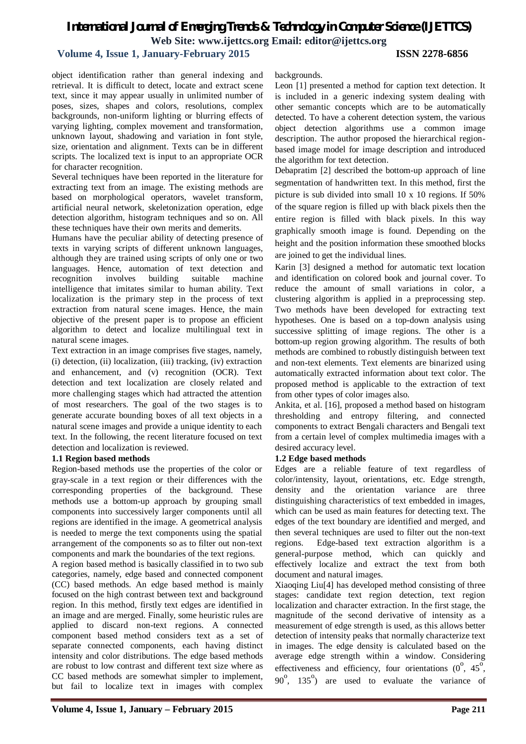object identification rather than general indexing and retrieval. It is difficult to detect, locate and extract scene text, since it may appear usually in unlimited number of poses, sizes, shapes and colors, resolutions, complex backgrounds, non-uniform lighting or blurring effects of varying lighting, complex movement and transformation, unknown layout, shadowing and variation in font style, size, orientation and alignment. Texts can be in different scripts. The localized text is input to an appropriate OCR for character recognition.

Several techniques have been reported in the literature for extracting text from an image. The existing methods are based on morphological operators, wavelet transform, artificial neural network, skeletonization operation, edge detection algorithm, histogram techniques and so on. All these techniques have their own merits and demerits.

Humans have the peculiar ability of detecting presence of texts in varying scripts of different unknown languages, although they are trained using scripts of only one or two languages. Hence, automation of text detection and recognition involves building suitable machine intelligence that imitates similar to human ability. Text localization is the primary step in the process of text extraction from natural scene images. Hence, the main objective of the present paper is to propose an efficient algorithm to detect and localize multilingual text in natural scene images.

Text extraction in an image comprises five stages, namely, (i) detection, (ii) localization, (iii) tracking, (iv) extraction and enhancement, and (v) recognition (OCR). Text detection and text localization are closely related and more challenging stages which had attracted the attention of most researchers. The goal of the two stages is to generate accurate bounding boxes of all text objects in a natural scene images and provide a unique identity to each text. In the following, the recent literature focused on text detection and localization is reviewed.

### 1.1 Region based methods

Region-based methods use the properties of the color or gray-scale in a text region or their differences with the corresponding properties of the background. These methods use a bottom-up approach by grouping small components into successively larger components until all regions are identified in the image. A geometrical analysis is needed to merge the text components using the spatial arrangement of the components so as to filter out non-text components and mark the boundaries of the text regions.

A region based method is basically classified in to two sub categories, namely, edge based and connected component (CC) based methods. An edge based method is mainly focused on the high contrast between text and background region. In this method, firstly text edges are identified in an image and are merged. Finally, some heuristic rules are applied to discard non-text regions. A connected component based method considers text as a set of separate connected components, each having distinct intensity and color distributions. The edge based methods are robust to low contrast and different text size where as CC based methods are somewhat simpler to implement, but fail to localize text in images with complex backgrounds.

Leon [1] presented a method for caption text detection. It is included in a generic indexing system dealing with other semantic concepts which are to be automatically detected. To have a coherent detection system, the various object detection algorithms use a common image description. The author proposed the hierarchical region-based image model for image description and introduced the algorithm for text detection.

Debapratim [2] described the bottom-up approach of line segmentation of handwritten text. In this method, first the picture is sub divided into small 10 x 10 regions. If 50% of the square region is filled up with black pixels then the entire region is filled with black pixels. In this way graphically smooth image is found. Depending on the height and the position information these smoothed blocks are joined to get the individual lines.

Karin [3] designed a method for automatic text location and identification on colored book and journal cover. To reduce the amount of small variations in color, a clustering algorithm is applied in a preprocessing step. Two methods have been developed for extracting text hypotheses. One is based on a top-down analysis using successive splitting of image regions. The other is a bottom-up region growing algorithm. The results of both methods are combined to robustly distinguish between text and non-text elements. Text elements are binarized using automatically extracted information about text color. The proposed method is applicable to the extraction of text from other types of color images also.

Ankita, et al. [16], proposed a method based on histogram thresholding and entropy filtering, and connected components to extract Bengali characters and Bengali text from a certain level of complex multimedia images with a desired accuracy level.

### 1.2 Edge based methods

Edges are a reliable feature of text regardless of color/intensity, layout, orientations, etc. Edge strength, density and the orientation variance are three distinguishing characteristics of text embedded in images, which can be used as main features for detecting text. The edges of the text boundary are identified and merged, and then several techniques are used to filter out the non-text regions. Edge-based text extraction algorithm is a general-purpose method, which can quickly and effectively localize and extract the text from both document and natural images.

Xiaoqing Liu[4] has developed method consisting of three stages: candidate text region detection, text region localization and character extraction. In the first stage, the magnitude of the second derivative of intensity as a measurement of edge strength is used, as this allows better detection of intensity peaks that normally characterize text in images. The edge density is calculated based on the average edge strength within a window. Considering effectiveness and efficiency, four orientations ($0^o$, $45^o$, $90^o$, $135^o$) are used to evaluate the variance of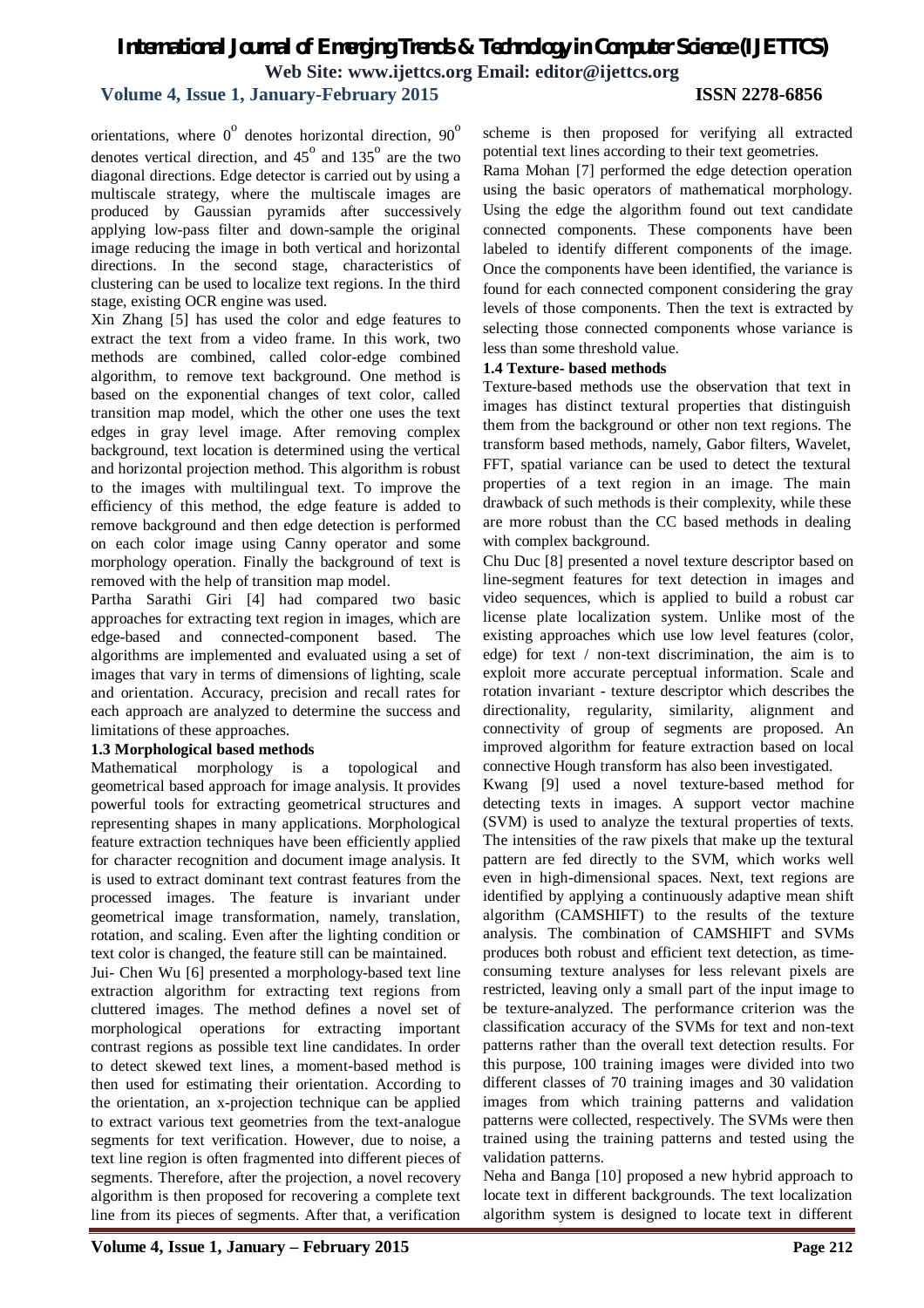orientations, where $0^o$ denotes horizontal direction, $90^o$ denotes vertical direction, and $45^o$ and $135^o$ are the two diagonal directions. Edge detector is carried out by using a multiscale strategy, where the multiscale images are produced by Gaussian pyramids after successively applying low-pass filter and down-sample the original image reducing the image in both vertical and horizontal directions. In the second stage, characteristics of clustering can be used to localize text regions. In the third stage, existing OCR engine was used.

Xin Zhang [5] has used the color and edge features to extract the text from a video frame. In this work, two methods are combined, called color-edge combined algorithm, to remove text background. One method is based on the exponential changes of text color, called transition map model, which the other one uses the text edges in gray level image. After removing complex background, text location is determined using the vertical and horizontal projection method. This algorithm is robust to the images with multilingual text. To improve the efficiency of this method, the edge feature is added to remove background and then edge detection is performed on each color image using Canny operator and some morphology operation. Finally the background of text is removed with the help of transition map model.

Partha Sarathi Giri [4] had compared two basic approaches for extracting text region in images, which are edge-based and connected-component based. The algorithms are implemented and evaluated using a set of images that vary in terms of dimensions of lighting, scale and orientation. Accuracy, precision and recall rates for each approach are analyzed to determine the success and limitations of these approaches.

**1.3 Morphological based methods**

Mathematical morphology is a topological and geometrical based approach for image analysis. It provides powerful tools for extracting geometrical structures and representing shapes in many applications. Morphological feature extraction techniques have been efficiently applied for character recognition and document image analysis. It is used to extract dominant text contrast features from the processed images. The feature is invariant under geometrical image transformation, namely, translation, rotation, and scaling. Even after the lighting condition or text color is changed, the feature still can be maintained.

Jui- Chen Wu [6] presented a morphology-based text line extraction algorithm for extracting text regions from cluttered images. The method defines a novel set of morphological operations for extracting important contrast regions as possible text line candidates. In order to detect skewed text lines, a moment-based method is then used for estimating their orientation. According to the orientation, an x-projection technique can be applied to extract various text geometries from the text-analogue segments for text verification. However, due to noise, a text line region is often fragmented into different pieces of segments. Therefore, after the projection, a novel recovery algorithm is then proposed for recovering a complete text line from its pieces of segments. After that, a verification scheme is then proposed for verifying all extracted potential text lines according to their text geometries.

Rama Mohan [7] performed the edge detection operation using the basic operators of mathematical morphology. Using the edge the algorithm found out text candidate connected components. These components have been labeled to identify different components of the image. Once the components have been identified, the variance is found for each connected component considering the gray levels of those components. Then the text is extracted by selecting those connected components whose variance is less than some threshold value.

**1.4 Texture- based methods**

Texture-based methods use the observation that text in images has distinct textural properties that distinguish them from the background or other non text regions. The transform based methods, namely, Gabor filters, Wavelet, FFT, spatial variance can be used to detect the textural properties of a text region in an image. The main drawback of such methods is their complexity, while these are more robust than the CC based methods in dealing with complex background.

Chu Duc [8] presented a novel texture descriptor based on line-segment features for text detection in images and video sequences, which is applied to build a robust car license plate localization system. Unlike most of the existing approaches which use low level features (color, edge) for text / non-text discrimination, the aim is to exploit more accurate perceptual information. Scale and rotation invariant - texture descriptor which describes the directionality, regularity, similarity, alignment and connectivity of group of segments are proposed. An improved algorithm for feature extraction based on local connective Hough transform has also been investigated.

Kwang [9] used a novel texture-based method for detecting texts in images. A support vector machine (SVM) is used to analyze the textural properties of texts. The intensities of the raw pixels that make up the textural pattern are fed directly to the SVM, which works well even in high-dimensional spaces. Next, text regions are identified by applying a continuously adaptive mean shift algorithm (CAMSHIFT) to the results of the texture analysis. The combination of CAMSHIFT and SVMs produces both robust and efficient text detection, as time-consuming texture analyses for less relevant pixels are restricted, leaving only a small part of the input image to be texture-analyzed. The performance criterion was the classification accuracy of the SVMs for text and non-text patterns rather than the overall text detection results. For this purpose, 100 training images were divided into two different classes of 70 training images and 30 validation images from which training patterns and validation patterns were collected, respectively. The SVMs were then trained using the training patterns and tested using the validation patterns.

Neha and Banga [10] proposed a new hybrid approach to locate text in different backgrounds. The text localization algorithm system is designed to locate text in different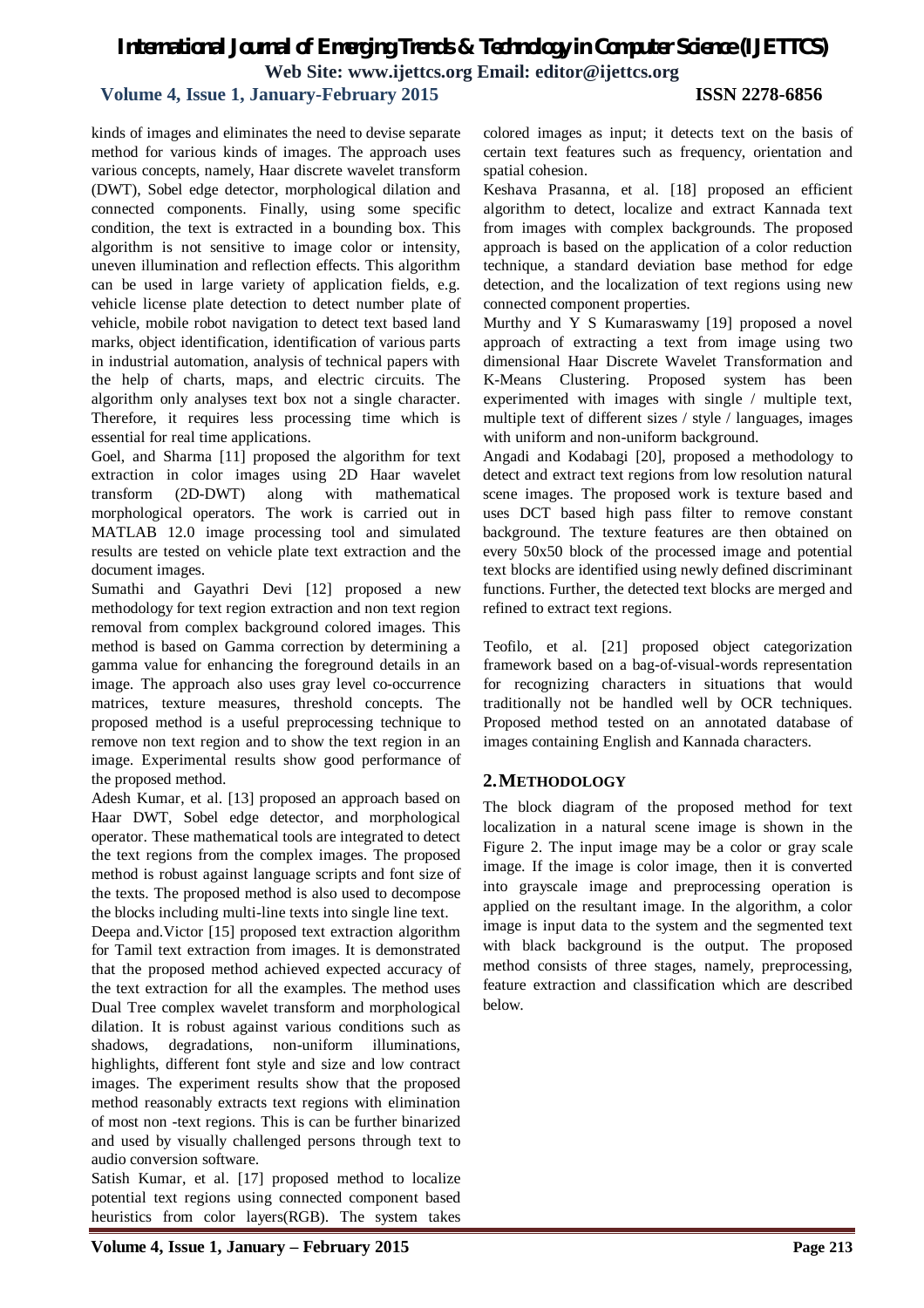kinds of images and eliminates the need to devise separate method for various kinds of images. The approach uses various concepts, namely, Haar discrete wavelet transform (DWT), Sobel edge detector, morphological dilation and connected components. Finally, using some specific condition, the text is extracted in a bounding box. This algorithm is not sensitive to image color or intensity, uneven illumination and reflection effects. This algorithm can be used in large variety of application fields, e.g. vehicle license plate detection to detect number plate of vehicle, mobile robot navigation to detect text based land marks, object identification, identification of various parts in industrial automation, analysis of technical papers with the help of charts, maps, and electric circuits. The algorithm only analyses text box not a single character. Therefore, it requires less processing time which is essential for real time applications.

Goel, and Sharma [11] proposed the algorithm for text extraction in color images using 2D Haar wavelet transform (2D-DWT) along with mathematical morphological operators. The work is carried out in MATLAB 12.0 image processing tool and simulated results are tested on vehicle plate text extraction and the document images.

Sumathi and Gayathri Devi [12] proposed a new methodology for text region extraction and non text region removal from complex background colored images. This method is based on Gamma correction by determining a gamma value for enhancing the foreground details in an image. The approach also uses gray level co-occurrence matrices, texture measures, threshold concepts. The proposed method is a useful preprocessing technique to remove non text region and to show the text region in an image. Experimental results show good performance of the proposed method.

Adesh Kumar, et al. [13] proposed an approach based on Haar DWT, Sobel edge detector, and morphological operator. These mathematical tools are integrated to detect the text regions from the complex images. The proposed method is robust against language scripts and font size of the texts. The proposed method is also used to decompose the blocks including multi-line texts into single line text.

Deepa and.Victor [15] proposed text extraction algorithm for Tamil text extraction from images. It is demonstrated that the proposed method achieved expected accuracy of the text extraction for all the examples. The method uses Dual Tree complex wavelet transform and morphological dilation. It is robust against various conditions such as shadows, degradations, non-uniform illuminations, highlights, different font style and size and low contract images. The experiment results show that the proposed method reasonably extracts text regions with elimination of most non -text regions. This is can be further binarized and used by visually challenged persons through text to audio conversion software.

Satish Kumar, et al. [17] proposed method to localize potential text regions using connected component based heuristics from color layers(RGB). The system takes colored images as input; it detects text on the basis of certain text features such as frequency, orientation and spatial cohesion.

Keshava Prasanna, et al. [18] proposed an efficient algorithm to detect, localize and extract Kannada text from images with complex backgrounds. The proposed approach is based on the application of a color reduction technique, a standard deviation base method for edge detection, and the localization of text regions using new connected component properties.

Murthy and Y S Kumaraswamy [19] proposed a novel approach of extracting a text from image using two dimensional Haar Discrete Wavelet Transformation and K-Means Clustering. Proposed system has been experimented with images with single / multiple text, multiple text of different sizes / style / languages, images with uniform and non-uniform background.

Angadi and Kodabagi [20], proposed a methodology to detect and extract text regions from low resolution natural scene images. The proposed work is texture based and uses DCT based high pass filter to remove constant background. The texture features are then obtained on every 50x50 block of the processed image and potential text blocks are identified using newly defined discriminant functions. Further, the detected text blocks are merged and refined to extract text regions.

Teofilo, et al. [21] proposed object categorization framework based on a bag-of-visual-words representation for recognizing characters in situations that would traditionally not be handled well by OCR techniques. Proposed method tested on an annotated database of images containing English and Kannada characters.

## 2. METHODOLOGY

The block diagram of the proposed method for text localization in a natural scene image is shown in the Figure 2. The input image may be a color or gray scale image. If the image is color image, then it is converted into grayscale image and preprocessing operation is applied on the resultant image. In the algorithm, a color image is input data to the system and the segmented text with black background is the output. The proposed method consists of three stages, namely, preprocessing, feature extraction and classification which are described below.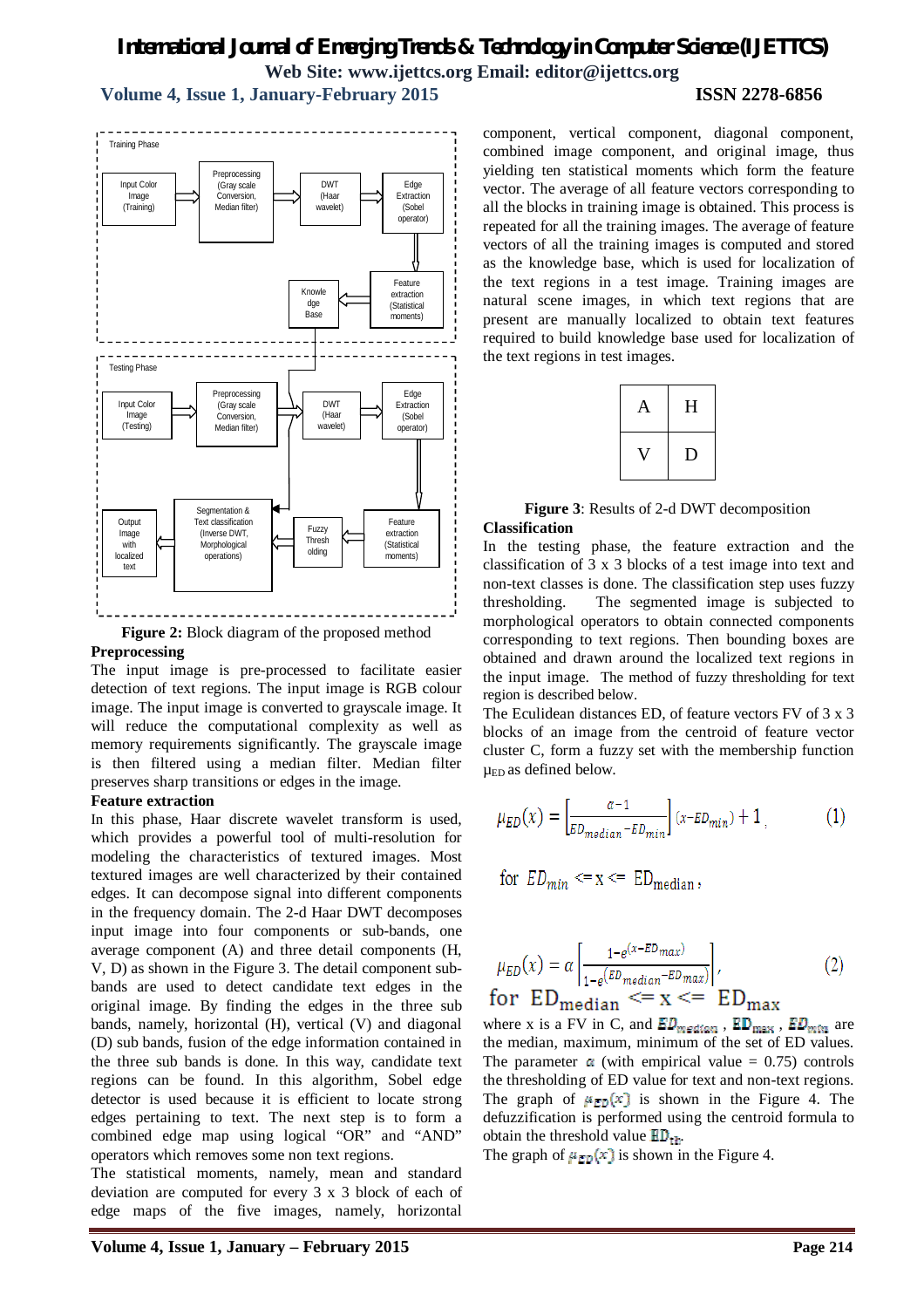Figure 2: Block diagram of the proposed method

**Preprocessing**

The input image is pre-processed to facilitate easier detection of text regions. The input image is RGB colour image. The input image is converted to grayscale image. It will reduce the computational complexity as well as memory requirements significantly. The grayscale image is then filtered using a median filter. Median filter preserves sharp transitions or edges in the image.

**Feature extraction**

In this phase, Haar discrete wavelet transform is used, which provides a powerful tool of multi-resolution for modeling the characteristics of textured images. Most textured images are well characterized by their contained edges. It can decompose signal into different components in the frequency domain. The 2-d Haar DWT decomposes input image into four components or sub-bands, one average component (A) and three detail components (H, V, D) as shown in the Figure 3. The detail component sub-bands are used to detect candidate text edges in the original image. By finding the edges in the three sub bands, namely, horizontal (H), vertical (V) and diagonal (D) sub bands, fusion of the edge information contained in the three sub bands is done. In this way, candidate text regions can be found. In this algorithm, Sobel edge detector is used because it is efficient to locate strong edges pertaining to text. The next step is to form a combined edge map using logical "OR" and "AND" operators which removes some non text regions.

The statistical moments, namely, mean and standard deviation are computed for every 3 x 3 block of each of edge maps of the five images, namely, horizontal component, vertical component, diagonal component, combined image component, and original image, thus yielding ten statistical moments which form the feature vector. The average of all feature vectors corresponding to all the blocks in training image is obtained. This process is repeated for all the training images. The average of feature vectors of all the training images is computed and stored as the knowledge base, which is used for localization of the text regions in a test image. Training images are natural scene images, in which text regions that are present are manually localized to obtain text features required to build knowledge base used for localization of the text regions in test images.

| A | H |
|---|---|
| V | D |

**Figure 3**: Results of 2-d DWT decomposition

**Classification**

In the testing phase, the feature extraction and the classification of 3 x 3 blocks of a test image into text and non-text classes is done. The classification step uses fuzzy thresholding. The segmented image is subjected to morphological operators to obtain connected components corresponding to text regions. Then bounding boxes are obtained and drawn around the localized text regions in the input image. The method of fuzzy thresholding for text region is described below.

The Eculidean distances ED, of feature vectors FV of 3 x 3 blocks of an image from the centroid of feature vector cluster C, form a fuzzy set with the membership function $\mu_{ED}$ as defined below.

$$\mu_{ED}(x) = \left[\frac{\alpha - 1}{ED_{median} - ED_{min}}\right](x - ED_{min}) + 1 \qquad (1)$$

for $ED_{min} <= x <= ED_{median}$,

$$\mu_{ED}(x) = \alpha\left[\frac{1 - e^{(x - ED_{max})}}{1 - e^{(ED_{median} - ED_{max})}}\right], \qquad (2)$$

for $ED_{median} <= x <= ED_{max}$

where x is a FV in C, and $ED_{median}$, $ED_{max}$, $ED_{min}$ are the median, maximum, minimum of the set of ED values. The parameter $\alpha$ (with empirical value = 0.75) controls the thresholding of ED value for text and non-text regions. The graph of $\mu_{ED}(x)$ is shown in the Figure 4. The defuzzification is performed using the centroid formula to obtain the threshold value $ED_{th}$.

The graph of $\mu_{ED}(x)$ is shown in the Figure 4.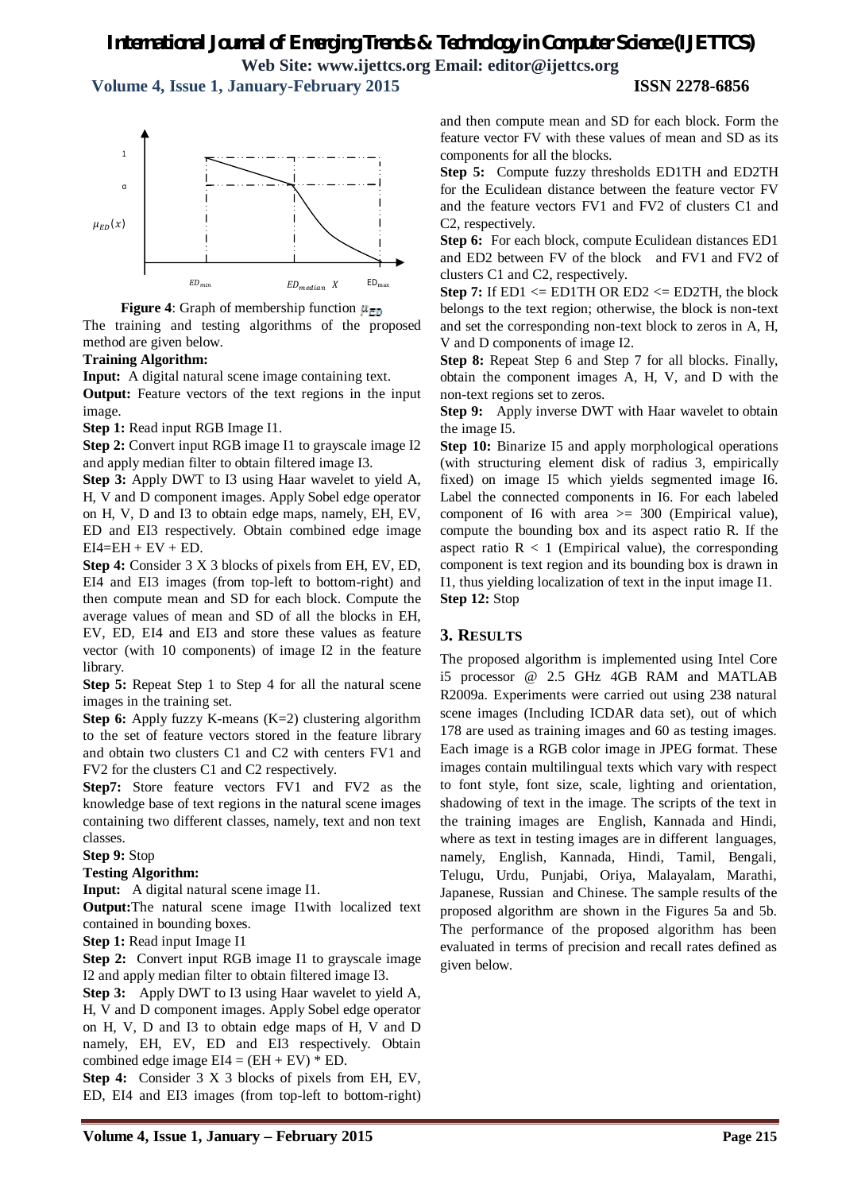**Figure 4**: Graph of membership function $\mu_{ED}$

The training and testing algorithms of the proposed method are given below.

**Training Algorithm:**

**Input:** A digital natural scene image containing text.

**Output:** Feature vectors of the text regions in the input image.

**Step 1:** Read input RGB Image I1.

**Step 2:** Convert input RGB image I1 to grayscale image I2 and apply median filter to obtain filtered image I3.

**Step 3:** Apply DWT to I3 using Haar wavelet to yield A, H, V and D component images. Apply Sobel edge operator on H, V, D and I3 to obtain edge maps, namely, EH, EV, ED and EI3 respectively. Obtain combined edge image EI4=EH + EV + ED.

**Step 4:** Consider 3 X 3 blocks of pixels from EH, EV, ED, EI4 and EI3 images (from top-left to bottom-right) and then compute mean and SD for each block. Compute the average values of mean and SD of all the blocks in EH, EV, ED, EI4 and EI3 and store these values as feature vector (with 10 components) of image I2 in the feature library.

**Step 5:** Repeat Step 1 to Step 4 for all the natural scene images in the training set.

**Step 6:** Apply fuzzy K-means (K=2) clustering algorithm to the set of feature vectors stored in the feature library and obtain two clusters C1 and C2 with centers FV1 and FV2 for the clusters C1 and C2 respectively.

**Step7:** Store feature vectors FV1 and FV2 as the knowledge base of text regions in the natural scene images containing two different classes, namely, text and non text classes.

**Step 9:** Stop

**Testing Algorithm:**

**Input:** A digital natural scene image I1.

**Output:**The natural scene image I1with localized text contained in bounding boxes.

**Step 1:** Read input Image I1

**Step 2:** Convert input RGB image I1 to grayscale image I2 and apply median filter to obtain filtered image I3.

**Step 3:** Apply DWT to I3 using Haar wavelet to yield A, H, V and D component images. Apply Sobel edge operator on H, V, D and I3 to obtain edge maps of H, V and D namely, EH, EV, ED and EI3 respectively. Obtain combined edge image EI4 = (EH + EV) * ED.

**Step 4:** Consider 3 X 3 blocks of pixels from EH, EV, ED, EI4 and EI3 images (from top-left to bottom-right) and then compute mean and SD for each block. Form the feature vector FV with these values of mean and SD as its components for all the blocks.

**Step 5:** Compute fuzzy thresholds ED1TH and ED2TH for the Eculidean distance between the feature vector FV and the feature vectors FV1 and FV2 of clusters C1 and C2, respectively.

**Step 6:** For each block, compute Eculidean distances ED1 and ED2 between FV of the block and FV1 and FV2 of clusters C1 and C2, respectively.

**Step 7:** If ED1 <= ED1TH OR ED2 <= ED2TH, the block belongs to the text region; otherwise, the block is non-text and set the corresponding non-text block to zeros in A, H, V and D components of image I2.

**Step 8:** Repeat Step 6 and Step 7 for all blocks. Finally, obtain the component images A, H, V, and D with the non-text regions set to zeros.

**Step 9:** Apply inverse DWT with Haar wavelet to obtain the image I5.

**Step 10:** Binarize I5 and apply morphological operations (with structuring element disk of radius 3, empirically fixed) on image I5 which yields segmented image I6. Label the connected components in I6. For each labeled component of I6 with area >= 300 (Empirical value), compute the bounding box and its aspect ratio R. If the aspect ratio R < 1 (Empirical value), the corresponding component is text region and its bounding box is drawn in I1, thus yielding localization of text in the input image I1.

**Step 12:** Stop

## 3. RESULTS

The proposed algorithm is implemented using Intel Core i5 processor @ 2.5 GHz 4GB RAM and MATLAB R2009a. Experiments were carried out using 238 natural scene images (Including ICDAR data set), out of which 178 are used as training images and 60 as testing images. Each image is a RGB color image in JPEG format. These images contain multilingual texts which vary with respect to font style, font size, scale, lighting and orientation, shadowing of text in the image. The scripts of the text in the training images are English, Kannada and Hindi, where as text in testing images are in different languages, namely, English, Kannada, Hindi, Tamil, Bengali, Telugu, Urdu, Punjabi, Oriya, Malayalam, Marathi, Japanese, Russian and Chinese. The sample results of the proposed algorithm are shown in the Figures 5a and 5b. The performance of the proposed algorithm has been evaluated in terms of precision and recall rates defined as given below.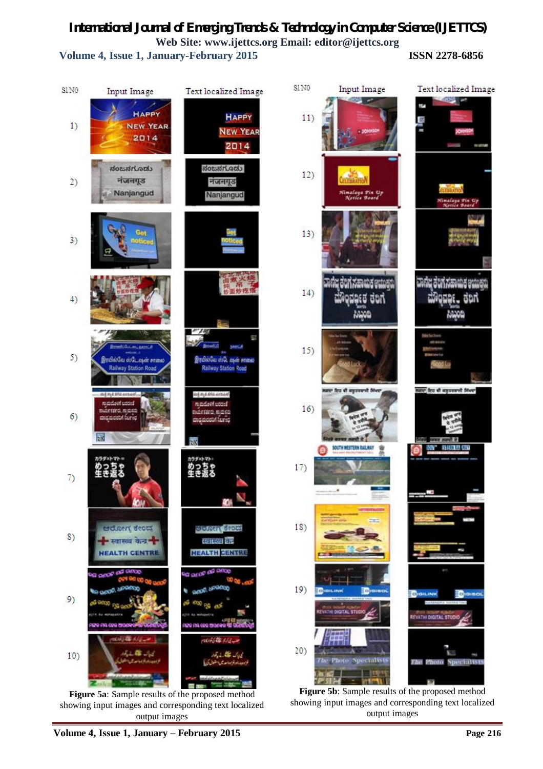**Figure 5a**: Sample results of the proposed method showing input images and corresponding text localized output images

**Figure 5b**: Sample results of the proposed method showing input images and corresponding text localized output images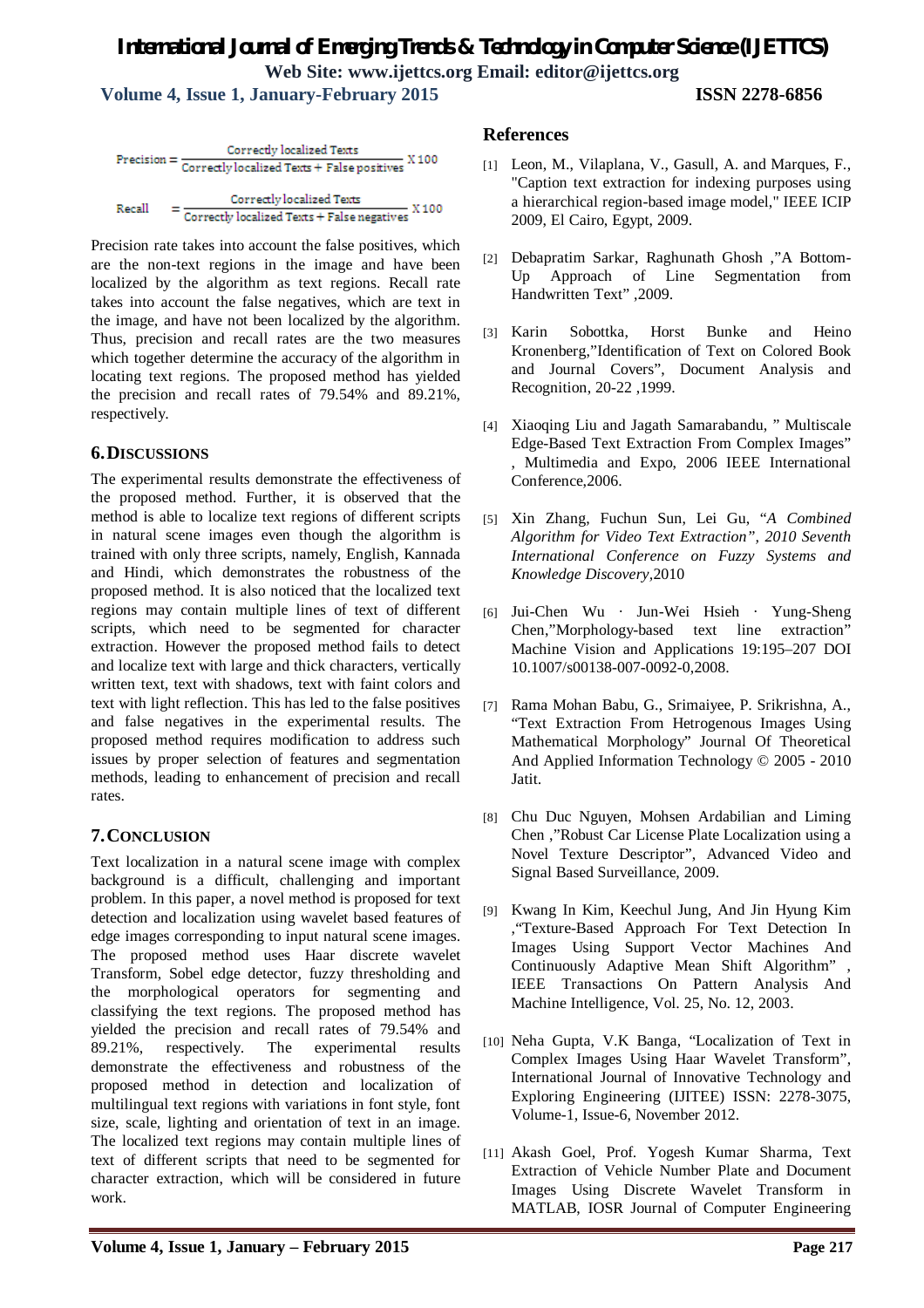$$\text{Precision} = \frac{\text{Correctly localized Texts}}{\text{Correctly localized Texts} + \text{False positives}} \times 100$$

$$\text{Recall} = \frac{\text{Correctly localized Texts}}{\text{Correctly localized Texts} + \text{False negatives}} \times 100$$

Precision rate takes into account the false positives, which are the non-text regions in the image and have been localized by the algorithm as text regions. Recall rate takes into account the false negatives, which are text in the image, and have not been localized by the algorithm. Thus, precision and recall rates are the two measures which together determine the accuracy of the algorithm in locating text regions. The proposed method has yielded the precision and recall rates of 79.54% and 89.21%, respectively.

## 6. DISCUSSIONS

The experimental results demonstrate the effectiveness of the proposed method. Further, it is observed that the method is able to localize text regions of different scripts in natural scene images even though the algorithm is trained with only three scripts, namely, English, Kannada and Hindi, which demonstrates the robustness of the proposed method. It is also noticed that the localized text regions may contain multiple lines of text of different scripts, which need to be segmented for character extraction. However the proposed method fails to detect and localize text with large and thick characters, vertically written text, text with shadows, text with faint colors and text with light reflection. This has led to the false positives and false negatives in the experimental results. The proposed method requires modification to address such issues by proper selection of features and segmentation methods, leading to enhancement of precision and recall rates.

## 7. CONCLUSION

Text localization in a natural scene image with complex background is a difficult, challenging and important problem. In this paper, a novel method is proposed for text detection and localization using wavelet based features of edge images corresponding to input natural scene images. The proposed method uses Haar discrete wavelet Transform, Sobel edge detector, fuzzy thresholding and the morphological operators for segmenting and classifying the text regions. The proposed method has yielded the precision and recall rates of 79.54% and 89.21%, respectively. The experimental results demonstrate the effectiveness and robustness of the proposed method in detection and localization of multilingual text regions with variations in font style, font size, scale, lighting and orientation of text in an image. The localized text regions may contain multiple lines of text of different scripts that need to be segmented for character extraction, which will be considered in future work.

## References

[1] Leon, M., Vilaplana, V., Gasull, A. and Marques, F., "Caption text extraction for indexing purposes using a hierarchical region-based image model," IEEE ICIP 2009, El Cairo, Egypt, 2009.

[2] Debapratim Sarkar, Raghunath Ghosh ,"A Bottom-Up Approach of Line Segmentation from Handwritten Text" ,2009.

[3] Karin Sobottka, Horst Bunke and Heino Kronenberg,"Identification of Text on Colored Book and Journal Covers", Document Analysis and Recognition, 20-22 ,1999.

[4] Xiaoqing Liu and Jagath Samarabandu, " Multiscale Edge-Based Text Extraction From Complex Images" , Multimedia and Expo, 2006 IEEE International Conference,2006.

[5] Xin Zhang, Fuchun Sun, Lei Gu, "*A Combined Algorithm for Video Text Extraction", 2010 Seventh International Conference on Fuzzy Systems and Knowledge Discovery*,2010

[6] Jui-Chen Wu · Jun-Wei Hsieh · Yung-Sheng Chen,"Morphology-based text line extraction" Machine Vision and Applications 19:195–207 DOI 10.1007/s00138-007-0092-0,2008.

[7] Rama Mohan Babu, G., Srimaiyee, P. Srikrishna, A., "Text Extraction From Hetrogenous Images Using Mathematical Morphology" Journal Of Theoretical And Applied Information Technology © 2005 - 2010 Jatit.

[8] Chu Duc Nguyen, Mohsen Ardabilian and Liming Chen ,"Robust Car License Plate Localization using a Novel Texture Descriptor", Advanced Video and Signal Based Surveillance, 2009.

[9] Kwang In Kim, Keechul Jung, And Jin Hyung Kim ,"Texture-Based Approach For Text Detection In Images Using Support Vector Machines And Continuously Adaptive Mean Shift Algorithm" , IEEE Transactions On Pattern Analysis And Machine Intelligence, Vol. 25, No. 12, 2003.

[10] Neha Gupta, V.K Banga, "Localization of Text in Complex Images Using Haar Wavelet Transform", International Journal of Innovative Technology and Exploring Engineering (IJITEE) ISSN: 2278-3075, Volume-1, Issue-6, November 2012.

[11] Akash Goel, Prof. Yogesh Kumar Sharma, Text Extraction of Vehicle Number Plate and Document Images Using Discrete Wavelet Transform in MATLAB, IOSR Journal of Computer Engineering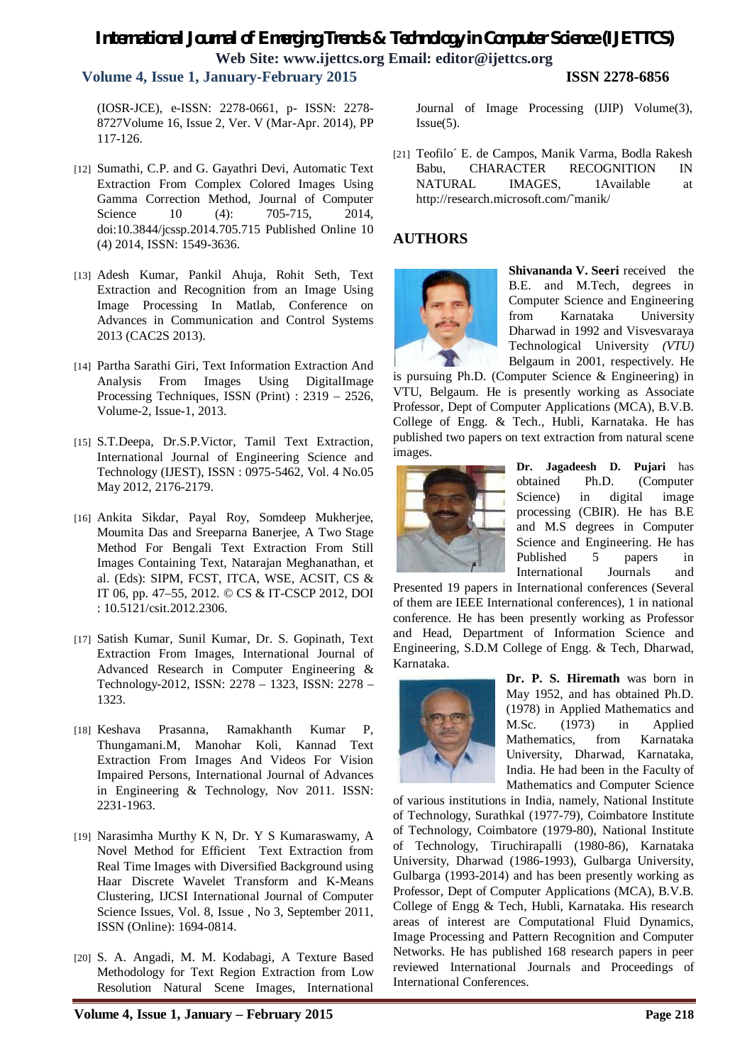(IOSR-JCE), e-ISSN: 2278-0661, p- ISSN: 2278-8727Volume 16, Issue 2, Ver. V (Mar-Apr. 2014), PP 117-126.

[12] Sumathi, C.P. and G. Gayathri Devi, Automatic Text Extraction From Complex Colored Images Using Gamma Correction Method, Journal of Computer Science 10 (4): 705-715, 2014, doi:10.3844/jcssp.2014.705.715 Published Online 10 (4) 2014, ISSN: 1549-3636.

[13] Adesh Kumar, Pankil Ahuja, Rohit Seth, Text Extraction and Recognition from an Image Using Image Processing In Matlab, Conference on Advances in Communication and Control Systems 2013 (CAC2S 2013).

[14] Partha Sarathi Giri, Text Information Extraction And Analysis From Images Using DigitalImage Processing Techniques, ISSN (Print) : 2319 – 2526, Volume-2, Issue-1, 2013.

[15] S.T.Deepa, Dr.S.P.Victor, Tamil Text Extraction, International Journal of Engineering Science and Technology (IJEST), ISSN : 0975-5462, Vol. 4 No.05 May 2012, 2176-2179.

[16] Ankita Sikdar, Payal Roy, Somdeep Mukherjee, Moumita Das and Sreeparna Banerjee, A Two Stage Method For Bengali Text Extraction From Still Images Containing Text, Natarajan Meghanathan, et al. (Eds): SIPM, FCST, ITCA, WSE, ACSIT, CS & IT 06, pp. 47–55, 2012. © CS & IT-CSCP 2012, DOI : 10.5121/csit.2012.2306.

[17] Satish Kumar, Sunil Kumar, Dr. S. Gopinath, Text Extraction From Images, International Journal of Advanced Research in Computer Engineering & Technology-2012, ISSN: 2278 – 1323, ISSN: 2278 – 1323.

[18] Keshava Prasanna, Ramakhanth Kumar P, Thungamani.M, Manohar Koli, Kannad Text Extraction From Images And Videos For Vision Impaired Persons, International Journal of Advances in Engineering & Technology, Nov 2011. ISSN: 2231-1963.

[19] Narasimha Murthy K N, Dr. Y S Kumaraswamy, A Novel Method for Efficient Text Extraction from Real Time Images with Diversified Background using Haar Discrete Wavelet Transform and K-Means Clustering, IJCSI International Journal of Computer Science Issues, Vol. 8, Issue , No 3, September 2011, ISSN (Online): 1694-0814.

[20] S. A. Angadi, M. M. Kodabagi, A Texture Based Methodology for Text Region Extraction from Low Resolution Natural Scene Images, International Journal of Image Processing (IJIP) Volume(3), Issue(5).

[21] Teofilo´ E. de Campos, Manik Varma, Bodla Rakesh Babu, CHARACTER RECOGNITION IN NATURAL IMAGES, 1Available at http://research.microsoft.com/˜manik/

## AUTHORS

**Shivananda V. Seeri** received the B.E. and M.Tech, degrees in Computer Science and Engineering from Karnataka University Dharwad in 1992 and Visvesvaraya Technological University *(VTU)* Belgaum in 2001, respectively. He is pursuing Ph.D. (Computer Science & Engineering) in VTU, Belgaum. He is presently working as Associate Professor, Dept of Computer Applications (MCA), B.V.B. College of Engg. & Tech., Hubli, Karnataka. He has published two papers on text extraction from natural scene images.

**Dr. Jagadeesh D. Pujari** has obtained Ph.D. (Computer Science) in digital image processing (CBIR). He has B.E and M.S degrees in Computer Science and Engineering. He has Published 5 papers in International Journals and Presented 19 papers in International conferences (Several of them are IEEE International conferences), 1 in national conference. He has been presently working as Professor and Head, Department of Information Science and Engineering, S.D.M College of Engg. & Tech, Dharwad, Karnataka.

**Dr. P. S. Hiremath** was born in May 1952, and has obtained Ph.D. (1978) in Applied Mathematics and M.Sc. (1973) in Applied Mathematics, from Karnataka University, Dharwad, Karnataka, India. He had been in the Faculty of Mathematics and Computer Science of various institutions in India, namely, National Institute of Technology, Surathkal (1977-79), Coimbatore Institute of Technology, Coimbatore (1979-80), National Institute of Technology, Tiruchirapalli (1980-86), Karnataka University, Dharwad (1986-1993), Gulbarga University, Gulbarga (1993-2014) and has been presently working as Professor, Dept of Computer Applications (MCA), B.V.B. College of Engg & Tech, Hubli, Karnataka. His research areas of interest are Computational Fluid Dynamics, Image Processing and Pattern Recognition and Computer Networks. He has published 168 research papers in peer reviewed International Journals and Proceedings of International Conferences.